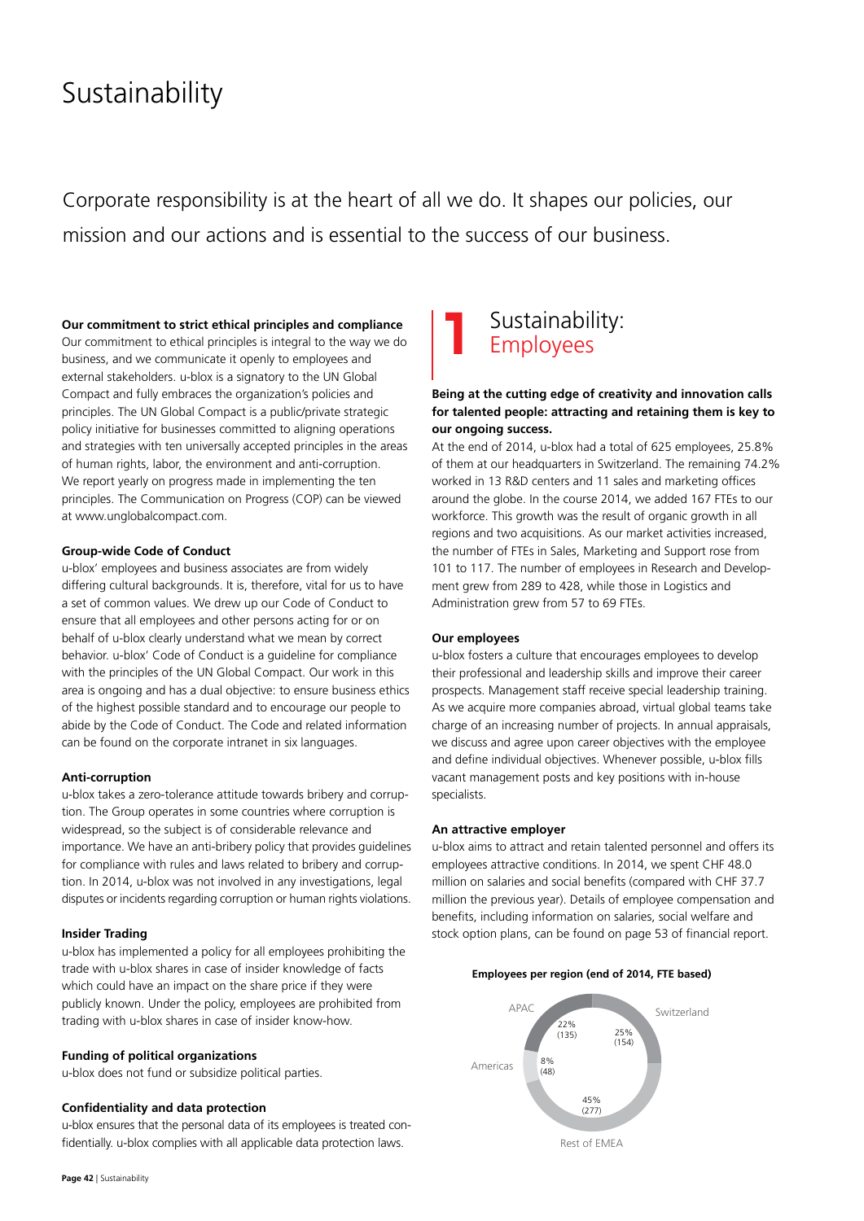# Sustainability

Corporate responsibility is at the heart of all we do. It shapes our policies, our mission and our actions and is essential to the success of our business.

**Our commitment to strict ethical principles and compliance**

Our commitment to ethical principles is integral to the way we do business, and we communicate it openly to employees and external stakeholders. u-blox is a signatory to the UN Global Compact and fully embraces the organization's policies and principles. The UN Global Compact is a public/private strategic policy initiative for businesses committed to aligning operations and strategies with ten universally accepted principles in the areas of human rights, labor, the environment and anti-corruption. We report yearly on progress made in implementing the ten principles. The Communication on Progress (COP) can be viewed at www.unglobalcompact.com.

**Group-wide Code of Conduct**

u-blox' employees and business associates are from widely differing cultural backgrounds. It is, therefore, vital for us to have a set of common values. We drew up our Code of Conduct to ensure that all employees and other persons acting for or on behalf of u-blox clearly understand what we mean by correct behavior. u-blox' Code of Conduct is a guideline for compliance with the principles of the UN Global Compact. Our work in this area is ongoing and has a dual objective: to ensure business ethics of the highest possible standard and to encourage our people to abide by the Code of Conduct. The Code and related information can be found on the corporate intranet in six languages.

**Anti-corruption**

u-blox takes a zero-tolerance attitude towards bribery and corruption. The Group operates in some countries where corruption is widespread, so the subject is of considerable relevance and importance. We have an anti-bribery policy that provides guidelines for compliance with rules and laws related to bribery and corruption. In 2014, u-blox was not involved in any investigations, legal disputes or incidents regarding corruption or human rights violations.

**Insider Trading**

u-blox has implemented a policy for all employees prohibiting the trade with u-blox shares in case of insider knowledge of facts which could have an impact on the share price if they were publicly known. Under the policy, employees are prohibited from trading with u-blox shares in case of insider know-how.

**Funding of political organizations**

u-blox does not fund or subsidize political parties.

**Confidentiality and data protection**

u-blox ensures that the personal data of its employees is treated confidentially. u-blox complies with all applicable data protection laws.

## 1 Sustainability: Employees

**Being at the cutting edge of creativity and innovation calls for talented people: attracting and retaining them is key to our ongoing success.**

At the end of 2014, u-blox had a total of 625 employees, 25.8% of them at our headquarters in Switzerland. The remaining 74.2% worked in 13 R&D centers and 11 sales and marketing offices around the globe. In the course 2014, we added 167 FTEs to our workforce. This growth was the result of organic growth in all regions and two acquisitions. As our market activities increased, the number of FTEs in Sales, Marketing and Support rose from 101 to 117. The number of employees in Research and Development grew from 289 to 428, while those in Logistics and Administration grew from 57 to 69 FTEs.

**Our employees**

u-blox fosters a culture that encourages employees to develop their professional and leadership skills and improve their career prospects. Management staff receive special leadership training. As we acquire more companies abroad, virtual global teams take charge of an increasing number of projects. In annual appraisals, we discuss and agree upon career objectives with the employee and define individual objectives. Whenever possible, u-blox fills vacant management posts and key positions with in-house specialists.

**An attractive employer**

u-blox aims to attract and retain talented personnel and offers its employees attractive conditions. In 2014, we spent CHF 48.0 million on salaries and social benefits (compared with CHF 37.7 million the previous year). Details of employee compensation and benefits, including information on salaries, social welfare and stock option plans, can be found on page 53 of financial report.

**Employees per region (end of 2014, FTE based)**

| Region | Share | FTEs |
|---|---|---|
| Switzerland | 25% | 154 |
| Rest of EMEA | 45% | 277 |
| Americas | 8% | 48 |
| APAC | 22% | 135 |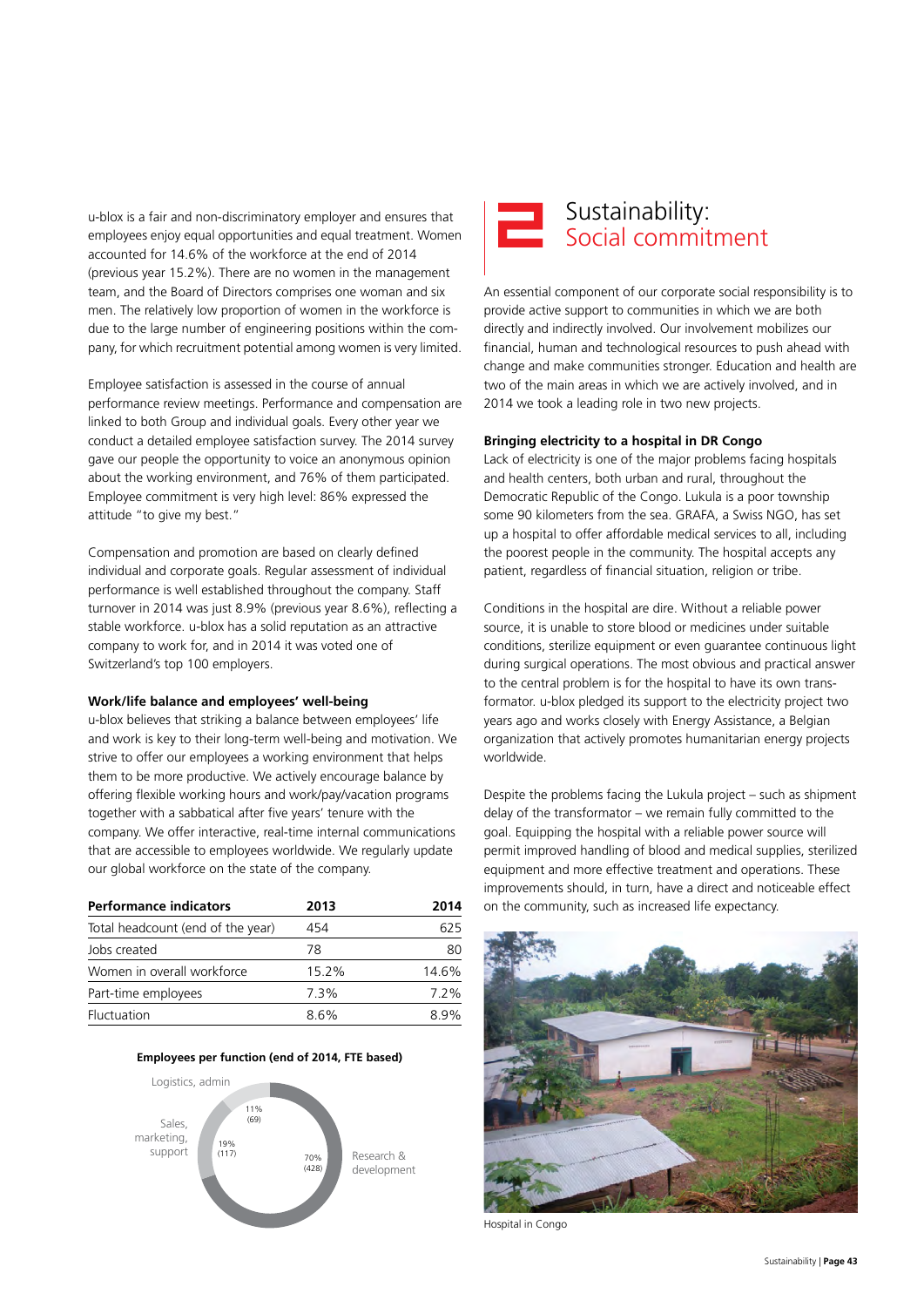u-blox is a fair and non-discriminatory employer and ensures that employees enjoy equal opportunities and equal treatment. Women accounted for 14.6% of the workforce at the end of 2014 (previous year 15.2%). There are no women in the management team, and the Board of Directors comprises one woman and six men. The relatively low proportion of women in the workforce is due to the large number of engineering positions within the company, for which recruitment potential among women is very limited.

Employee satisfaction is assessed in the course of annual performance review meetings. Performance and compensation are linked to both Group and individual goals. Every other year we conduct a detailed employee satisfaction survey. The 2014 survey gave our people the opportunity to voice an anonymous opinion about the working environment, and 76% of them participated. Employee commitment is very high level: 86% expressed the attitude "to give my best."

Compensation and promotion are based on clearly defined individual and corporate goals. Regular assessment of individual performance is well established throughout the company. Staff turnover in 2014 was just 8.9% (previous year 8.6%), reflecting a stable workforce. u-blox has a solid reputation as an attractive company to work for, and in 2014 it was voted one of Switzerland's top 100 employers.

**Work/life balance and employees' well-being**

u-blox believes that striking a balance between employees' life and work is key to their long-term well-being and motivation. We strive to offer our employees a working environment that helps them to be more productive. We actively encourage balance by offering flexible working hours and work/pay/vacation programs together with a sabbatical after five years' tenure with the company. We offer interactive, real-time internal communications that are accessible to employees worldwide. We regularly update our global workforce on the state of the company.

| Performance indicators | 2013 | 2014 |
|---|---|---|
| Total headcount (end of the year) | 454 | 625 |
| Jobs created | 78 | 80 |
| Women in overall workforce | 15.2% | 14.6% |
| Part-time employees | 7.3% | 7.2% |
| Fluctuation | 8.6% | 8.9% |

**Employees per function (end of 2014, FTE based)**

- Research & development: 70% (428)
- Sales, marketing, support: 19% (117)
- Logistics, admin: 11% (69)

# Sustainability: Social commitment

An essential component of our corporate social responsibility is to provide active support to communities in which we are both directly and indirectly involved. Our involvement mobilizes our financial, human and technological resources to push ahead with change and make communities stronger. Education and health are two of the main areas in which we are actively involved, and in 2014 we took a leading role in two new projects.

**Bringing electricity to a hospital in DR Congo**

Lack of electricity is one of the major problems facing hospitals and health centers, both urban and rural, throughout the Democratic Republic of the Congo. Lukula is a poor township some 90 kilometers from the sea. GRAFA, a Swiss NGO, has set up a hospital to offer affordable medical services to all, including the poorest people in the community. The hospital accepts any patient, regardless of financial situation, religion or tribe.

Conditions in the hospital are dire. Without a reliable power source, it is unable to store blood or medicines under suitable conditions, sterilize equipment or even guarantee continuous light during surgical operations. The most obvious and practical answer to the central problem is for the hospital to have its own transformator. u-blox pledged its support to the electricity project two years ago and works closely with Energy Assistance, a Belgian organization that actively promotes humanitarian energy projects worldwide.

Despite the problems facing the Lukula project – such as shipment delay of the transformator – we remain fully committed to the goal. Equipping the hospital with a reliable power source will permit improved handling of blood and medical supplies, sterilized equipment and more effective treatment and operations. These improvements should, in turn, have a direct and noticeable effect on the community, such as increased life expectancy.

Hospital in Congo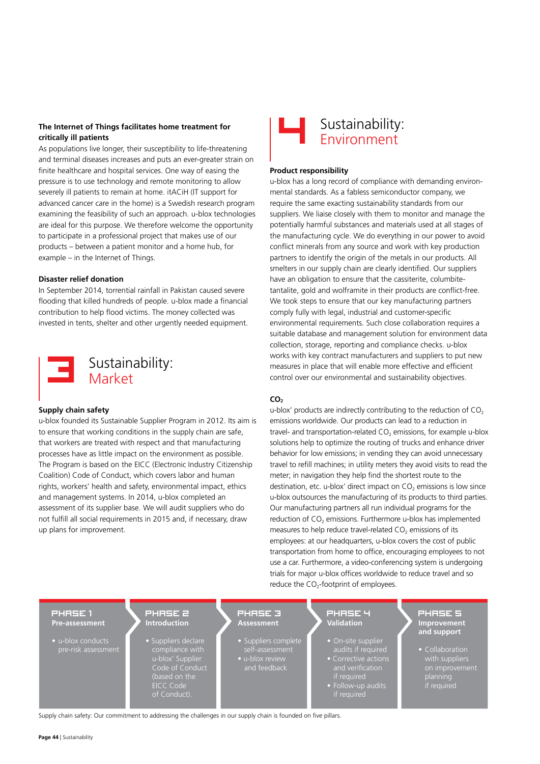### The Internet of Things facilitates home treatment for critically ill patients

As populations live longer, their susceptibility to life-threatening and terminal diseases increases and puts an ever-greater strain on finite healthcare and hospital services. One way of easing the pressure is to use technology and remote monitoring to allow severely ill patients to remain at home. itACiH (IT support for advanced cancer care in the home) is a Swedish research program examining the feasibility of such an approach. u-blox technologies are ideal for this purpose. We therefore welcome the opportunity to participate in a professional project that makes use of our products – between a patient monitor and a home hub, for example – in the Internet of Things.

### Disaster relief donation

In September 2014, torrential rainfall in Pakistan caused severe flooding that killed hundreds of people. u-blox made a financial contribution to help flood victims. The money collected was invested in tents, shelter and other urgently needed equipment.

## 3 Sustainability: Market

### Supply chain safety

u-blox founded its Sustainable Supplier Program in 2012. Its aim is to ensure that working conditions in the supply chain are safe, that workers are treated with respect and that manufacturing processes have as little impact on the environment as possible. The Program is based on the EICC (Electronic Industry Citizenship Coalition) Code of Conduct, which covers labor and human rights, workers' health and safety, environmental impact, ethics and management systems. In 2014, u-blox completed an assessment of its supplier base. We will audit suppliers who do not fulfill all social requirements in 2015 and, if necessary, draw up plans for improvement.

## 4 Sustainability: Environment

### Product responsibility

u-blox has a long record of compliance with demanding environmental standards. As a fabless semiconductor company, we require the same exacting sustainability standards from our suppliers. We liaise closely with them to monitor and manage the potentially harmful substances and materials used at all stages of the manufacturing cycle. We do everything in our power to avoid conflict minerals from any source and work with key production partners to identify the origin of the metals in our products. All smelters in our supply chain are clearly identified. Our suppliers have an obligation to ensure that the cassiterite, columbite-tantalite, gold and wolframite in their products are conflict-free. We took steps to ensure that our key manufacturing partners comply fully with legal, industrial and customer-specific environmental requirements. Such close collaboration requires a suitable database and management solution for environment data collection, storage, reporting and compliance checks. u-blox works with key contract manufacturers and suppliers to put new measures in place that will enable more effective and efficient control over our environmental and sustainability objectives.

### $CO_2$

u-blox' products are indirectly contributing to the reduction of $CO_2$ emissions worldwide. Our products can lead to a reduction in travel- and transportation-related $CO_2$ emissions, for example u-blox solutions help to optimize the routing of trucks and enhance driver behavior for low emissions; in vending they can avoid unnecessary travel to refill machines; in utility meters they avoid visits to read the meter; in navigation they help find the shortest route to the destination, etc. u-blox' direct impact on $CO_2$ emissions is low since u-blox outsources the manufacturing of its products to third parties. Our manufacturing partners all run individual programs for the reduction of $CO_2$ emissions. Furthermore u-blox has implemented measures to help reduce travel-related $CO_2$ emissions of its employees: at our headquarters, u-blox covers the cost of public transportation from home to office, encouraging employees to not use a car. Furthermore, a video-conferencing system is undergoing trials for major u-blox offices worldwide to reduce travel and so reduce the $CO_2$-footprint of employees.

| PHASE 1 Pre-assessment | PHASE 2 Introduction | PHASE 3 Assessment | PHASE 4 Validation | PHASE 5 Improvement and support |
|---|---|---|---|---|
| • u-blox conducts pre-risk assessment | • Suppliers declare compliance with u-blox' Supplier Code of Conduct (based on the EICC Code of Conduct). | • Suppliers complete self-assessment<br>• u-blox review and feedback | • On-site supplier audits if required<br>• Corrective actions and verification if required<br>• Follow-up audits if required | • Collaboration with suppliers on improvement planning if required |

Supply chain safety: Our commitment to addressing the challenges in our supply chain is founded on five pillars.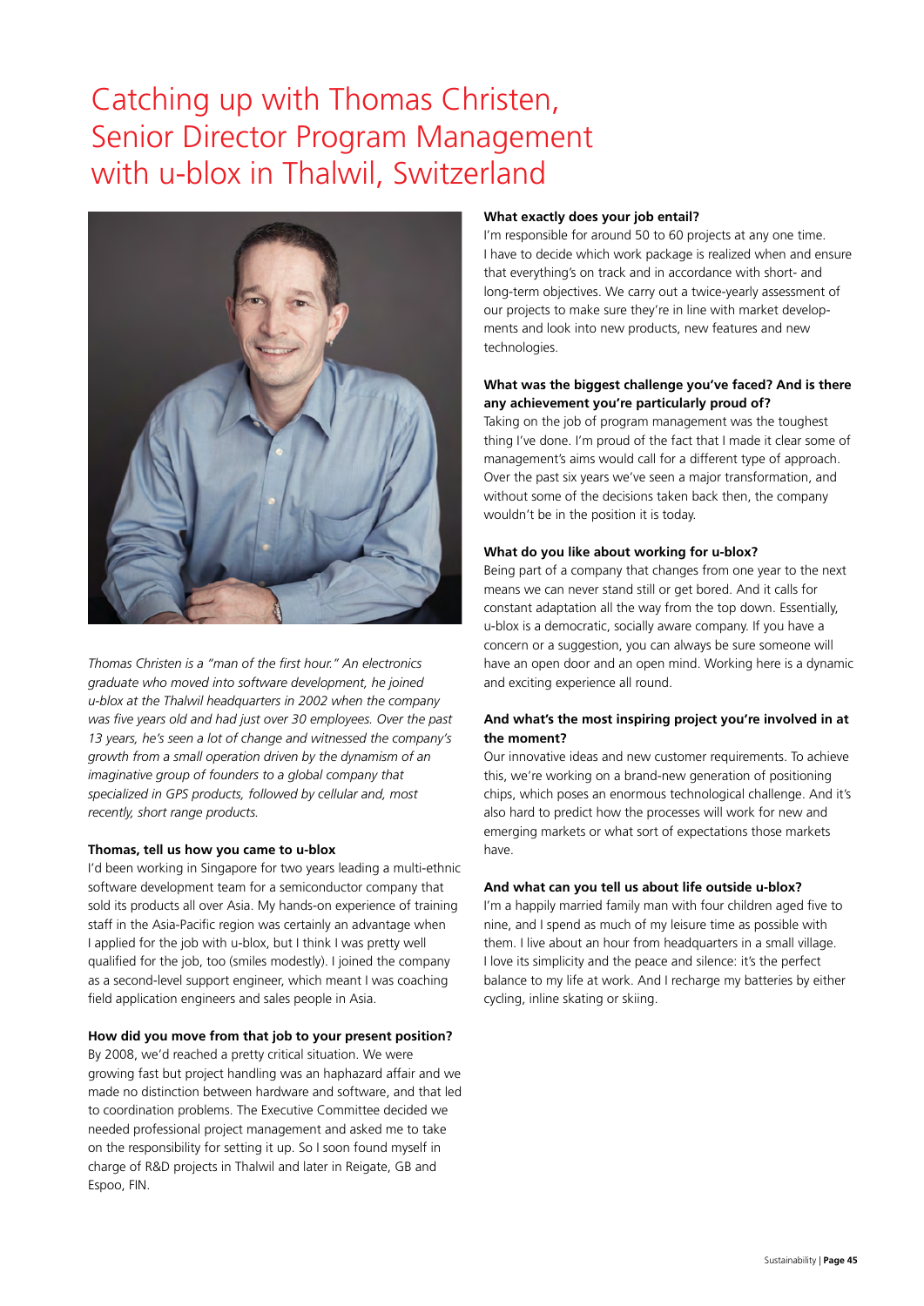# Catching up with Thomas Christen, Senior Director Program Management with u-blox in Thalwil, Switzerland

*Thomas Christen is a "man of the first hour." An electronics graduate who moved into software development, he joined u-blox at the Thalwil headquarters in 2002 when the company was five years old and had just over 30 employees. Over the past 13 years, he's seen a lot of change and witnessed the company's growth from a small operation driven by the dynamism of an imaginative group of founders to a global company that specialized in GPS products, followed by cellular and, most recently, short range products.*

**Thomas, tell us how you came to u-blox**

I'd been working in Singapore for two years leading a multi-ethnic software development team for a semiconductor company that sold its products all over Asia. My hands-on experience of training staff in the Asia-Pacific region was certainly an advantage when I applied for the job with u-blox, but I think I was pretty well qualified for the job, too (smiles modestly). I joined the company as a second-level support engineer, which meant I was coaching field application engineers and sales people in Asia.

**How did you move from that job to your present position?**

By 2008, we'd reached a pretty critical situation. We were growing fast but project handling was an haphazard affair and we made no distinction between hardware and software, and that led to coordination problems. The Executive Committee decided we needed professional project management and asked me to take on the responsibility for setting it up. So I soon found myself in charge of R&D projects in Thalwil and later in Reigate, GB and Espoo, FIN.

**What exactly does your job entail?**

I'm responsible for around 50 to 60 projects at any one time. I have to decide which work package is realized when and ensure that everything's on track and in accordance with short- and long-term objectives. We carry out a twice-yearly assessment of our projects to make sure they're in line with market developments and look into new products, new features and new technologies.

**What was the biggest challenge you've faced? And is there any achievement you're particularly proud of?**

Taking on the job of program management was the toughest thing I've done. I'm proud of the fact that I made it clear some of management's aims would call for a different type of approach. Over the past six years we've seen a major transformation, and without some of the decisions taken back then, the company wouldn't be in the position it is today.

**What do you like about working for u-blox?**

Being part of a company that changes from one year to the next means we can never stand still or get bored. And it calls for constant adaptation all the way from the top down. Essentially, u-blox is a democratic, socially aware company. If you have a concern or a suggestion, you can always be sure someone will have an open door and an open mind. Working here is a dynamic and exciting experience all round.

**And what's the most inspiring project you're involved in at the moment?**

Our innovative ideas and new customer requirements. To achieve this, we're working on a brand-new generation of positioning chips, which poses an enormous technological challenge. And it's also hard to predict how the processes will work for new and emerging markets or what sort of expectations those markets have.

**And what can you tell us about life outside u-blox?**

I'm a happily married family man with four children aged five to nine, and I spend as much of my leisure time as possible with them. I live about an hour from headquarters in a small village. I love its simplicity and the peace and silence: it's the perfect balance to my life at work. And I recharge my batteries by either cycling, inline skating or skiing.